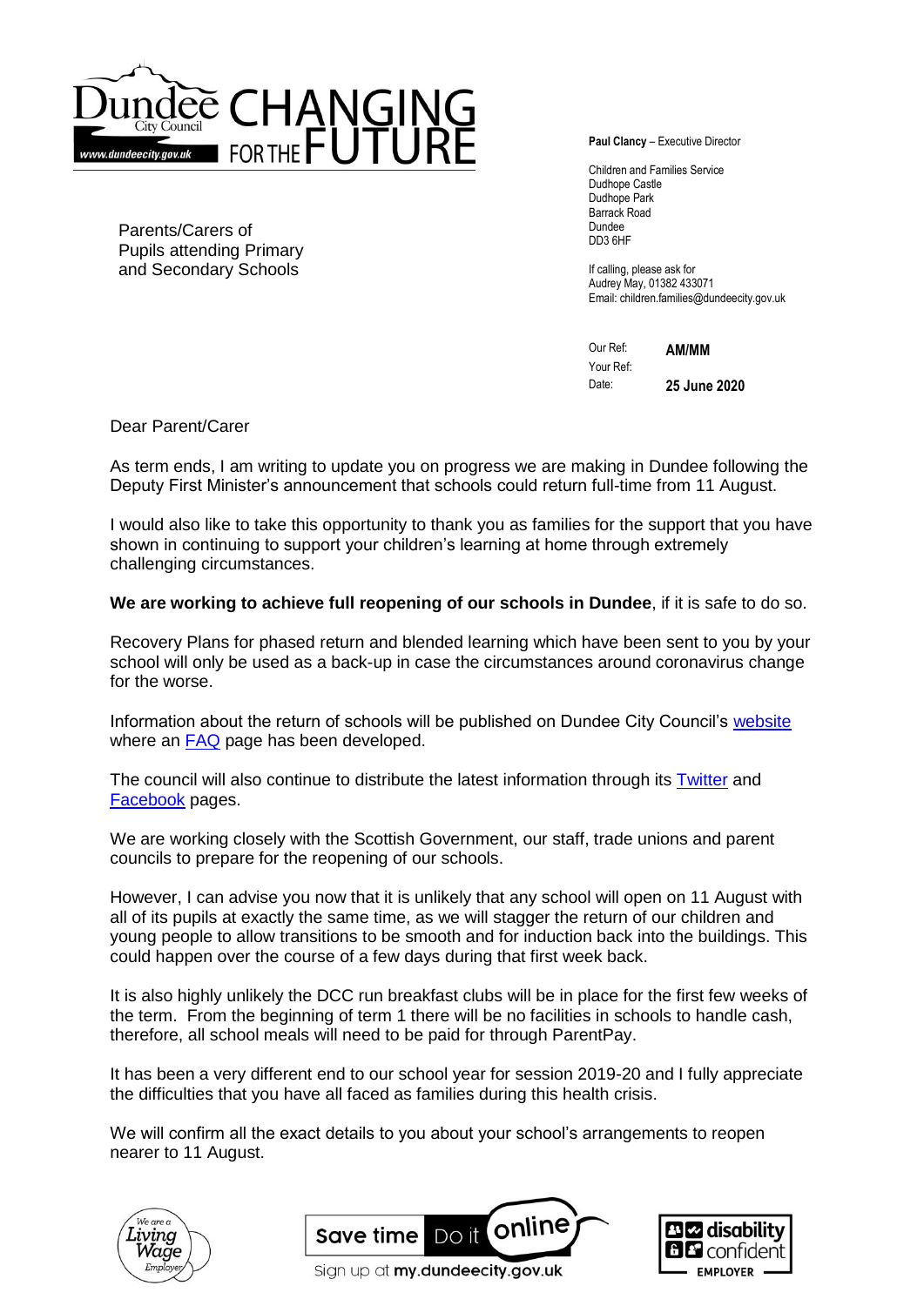Dundee City Council CHANGING FOR THE FUTURE

www.dundeecity.gov.uk

**Paul Clancy** – Executive Director

Children and Families Service
Dudhope Castle
Dudhope Park
Barrack Road
Dundee
DD3 6HF

If calling, please ask for
Audrey May, 01382 433071
Email: children.families@dundeecity.gov.uk

Our Ref: **AM/MM**
Your Ref:
Date: **25 June 2020**

Parents/Carers of
Pupils attending Primary
and Secondary Schools

Dear Parent/Carer

As term ends, I am writing to update you on progress we are making in Dundee following the Deputy First Minister's announcement that schools could return full-time from 11 August.

I would also like to take this opportunity to thank you as families for the support that you have shown in continuing to support your children's learning at home through extremely challenging circumstances.

**We are working to achieve full reopening of our schools in Dundee**, if it is safe to do so.

Recovery Plans for phased return and blended learning which have been sent to you by your school will only be used as a back-up in case the circumstances around coronavirus change for the worse.

Information about the return of schools will be published on Dundee City Council's website where an FAQ page has been developed.

The council will also continue to distribute the latest information through its Twitter and Facebook pages.

We are working closely with the Scottish Government, our staff, trade unions and parent councils to prepare for the reopening of our schools.

However, I can advise you now that it is unlikely that any school will open on 11 August with all of its pupils at exactly the same time, as we will stagger the return of our children and young people to allow transitions to be smooth and for induction back into the buildings. This could happen over the course of a few days during that first week back.

It is also highly unlikely the DCC run breakfast clubs will be in place for the first few weeks of the term. From the beginning of term 1 there will be no facilities in schools to handle cash, therefore, all school meals will need to be paid for through ParentPay.

It has been a very different end to our school year for session 2019-20 and I fully appreciate the difficulties that you have all faced as families during this health crisis.

We will confirm all the exact details to you about your school's arrangements to reopen nearer to 11 August.

We are a Living Wage Employer | Save time Do it online — Sign up at my.dundeecity.gov.uk | disability confident EMPLOYER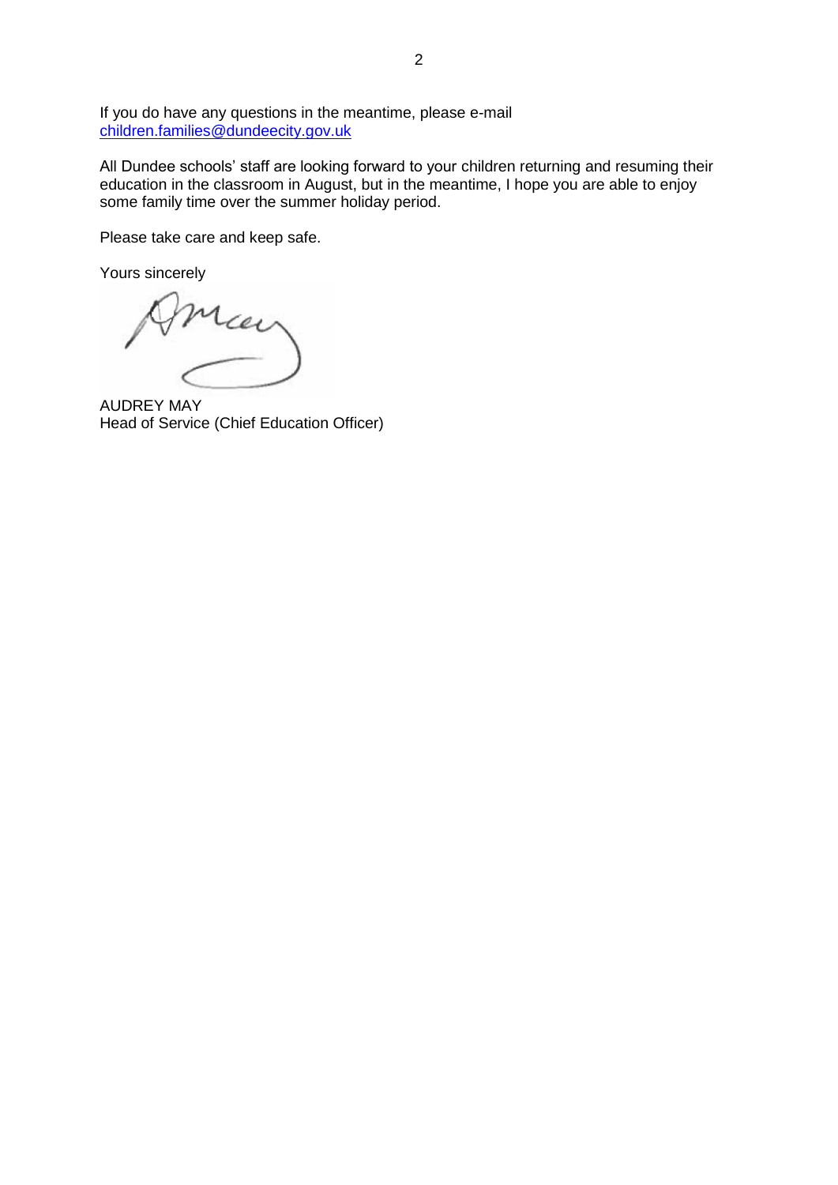If you do have any questions in the meantime, please e-mail
children.families@dundeecity.gov.uk

All Dundee schools' staff are looking forward to your children returning and resuming their education in the classroom in August, but in the meantime, I hope you are able to enjoy some family time over the summer holiday period.

Please take care and keep safe.

Yours sincerely

AUDREY MAY
Head of Service (Chief Education Officer)